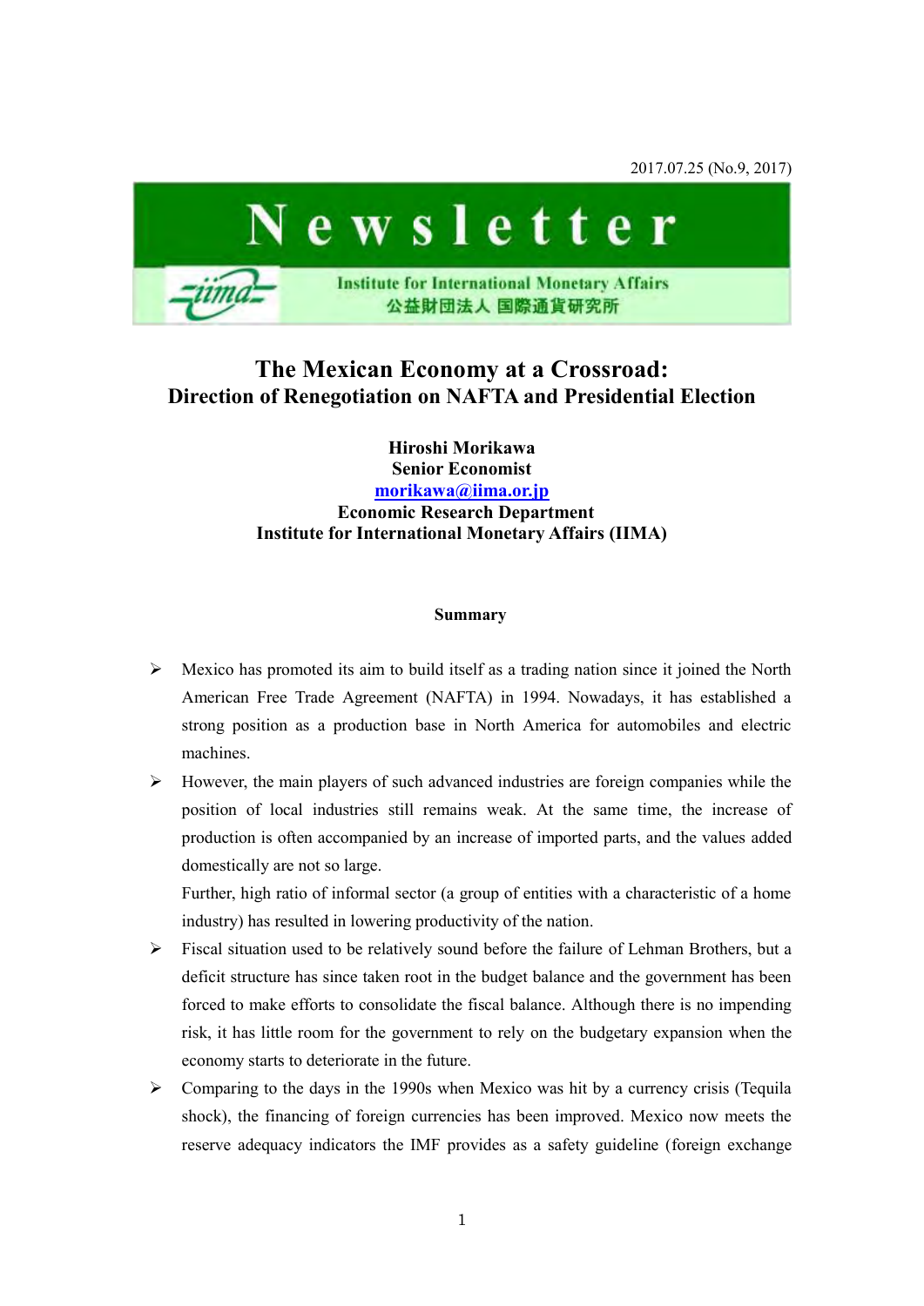2017.07.25 (No.9, 2017)

# Newsletter

Institute for International Monetary Affairs
公益財団法人 国際通貨研究所

# The Mexican Economy at a Crossroad:
## Direction of Renegotiation on NAFTA and Presidential Election

**Hiroshi Morikawa**
**Senior Economist**
**morikawa@iima.or.jp**
**Economic Research Department**
**Institute for International Monetary Affairs (IIMA)**

### Summary

- Mexico has promoted its aim to build itself as a trading nation since it joined the North American Free Trade Agreement (NAFTA) in 1994. Nowadays, it has established a strong position as a production base in North America for automobiles and electric machines.
- However, the main players of such advanced industries are foreign companies while the position of local industries still remains weak. At the same time, the increase of production is often accompanied by an increase of imported parts, and the values added domestically are not so large.

  Further, high ratio of informal sector (a group of entities with a characteristic of a home industry) has resulted in lowering productivity of the nation.
- Fiscal situation used to be relatively sound before the failure of Lehman Brothers, but a deficit structure has since taken root in the budget balance and the government has been forced to make efforts to consolidate the fiscal balance. Although there is no impending risk, it has little room for the government to rely on the budgetary expansion when the economy starts to deteriorate in the future.
- Comparing to the days in the 1990s when Mexico was hit by a currency crisis (Tequila shock), the financing of foreign currencies has been improved. Mexico now meets the reserve adequacy indicators the IMF provides as a safety guideline (foreign exchange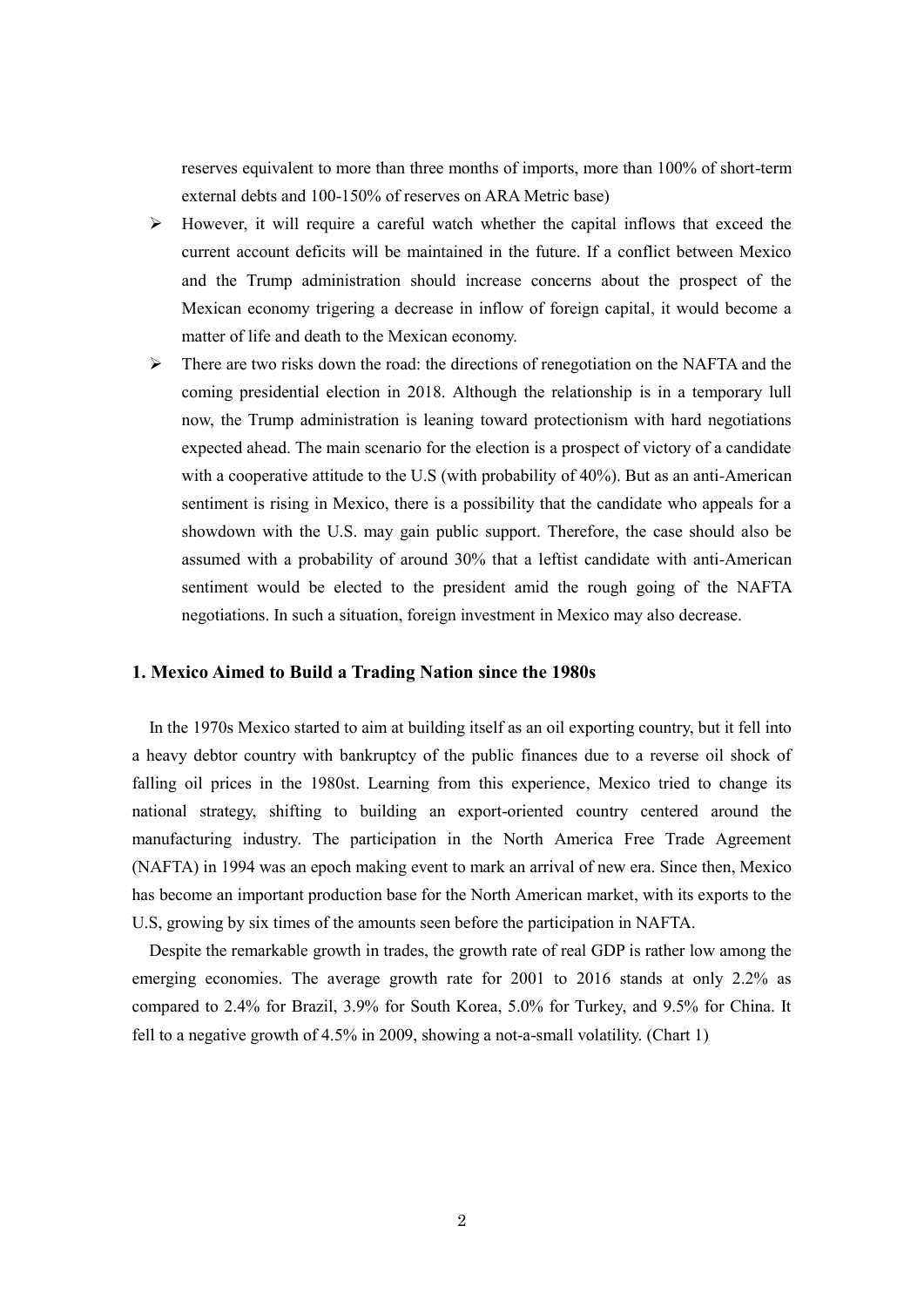reserves equivalent to more than three months of imports, more than 100% of short-term external debts and 100-150% of reserves on ARA Metric base)

- However, it will require a careful watch whether the capital inflows that exceed the current account deficits will be maintained in the future. If a conflict between Mexico and the Trump administration should increase concerns about the prospect of the Mexican economy trigering a decrease in inflow of foreign capital, it would become a matter of life and death to the Mexican economy.
- There are two risks down the road: the directions of renegotiation on the NAFTA and the coming presidential election in 2018. Although the relationship is in a temporary lull now, the Trump administration is leaning toward protectionism with hard negotiations expected ahead. The main scenario for the election is a prospect of victory of a candidate with a cooperative attitude to the U.S (with probability of 40%). But as an anti-American sentiment is rising in Mexico, there is a possibility that the candidate who appeals for a showdown with the U.S. may gain public support. Therefore, the case should also be assumed with a probability of around 30% that a leftist candidate with anti-American sentiment would be elected to the president amid the rough going of the NAFTA negotiations. In such a situation, foreign investment in Mexico may also decrease.

## 1. Mexico Aimed to Build a Trading Nation since the 1980s

In the 1970s Mexico started to aim at building itself as an oil exporting country, but it fell into a heavy debtor country with bankruptcy of the public finances due to a reverse oil shock of falling oil prices in the 1980st. Learning from this experience, Mexico tried to change its national strategy, shifting to building an export-oriented country centered around the manufacturing industry. The participation in the North America Free Trade Agreement (NAFTA) in 1994 was an epoch making event to mark an arrival of new era. Since then, Mexico has become an important production base for the North American market, with its exports to the U.S, growing by six times of the amounts seen before the participation in NAFTA.

Despite the remarkable growth in trades, the growth rate of real GDP is rather low among the emerging economies. The average growth rate for 2001 to 2016 stands at only 2.2% as compared to 2.4% for Brazil, 3.9% for South Korea, 5.0% for Turkey, and 9.5% for China. It fell to a negative growth of 4.5% in 2009, showing a not-a-small volatility. (Chart 1)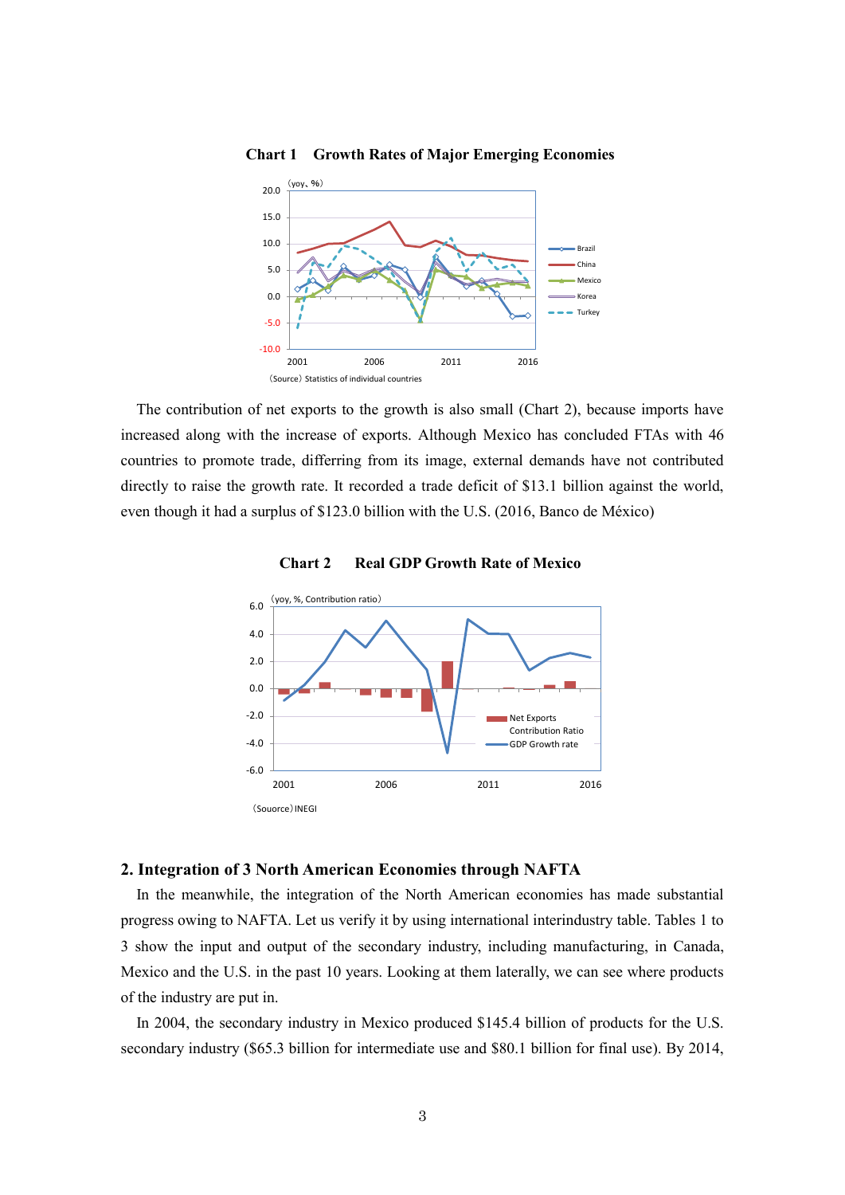**Chart 1　Growth Rates of Major Emerging Economies**

（Source）Statistics of individual countries

The contribution of net exports to the growth is also small (Chart 2), because imports have increased along with the increase of exports. Although Mexico has concluded FTAs with 46 countries to promote trade, differring from its image, external demands have not contributed directly to raise the growth rate. It recorded a trade deficit of $13.1 billion against the world, even though it had a surplus of $123.0 billion with the U.S. (2016, Banco de México)

**Chart 2　　Real GDP Growth Rate of Mexico**

（Souorce）INEGI

## 2. Integration of 3 North American Economies through NAFTA

In the meanwhile, the integration of the North American economies has made substantial progress owing to NAFTA. Let us verify it by using international interindustry table. Tables 1 to 3 show the input and output of the secondary industry, including manufacturing, in Canada, Mexico and the U.S. in the past 10 years. Looking at them laterally, we can see where products of the industry are put in.

In 2004, the secondary industry in Mexico produced $145.4 billion of products for the U.S. secondary industry ($65.3 billion for intermediate use and $80.1 billion for final use). By 2014,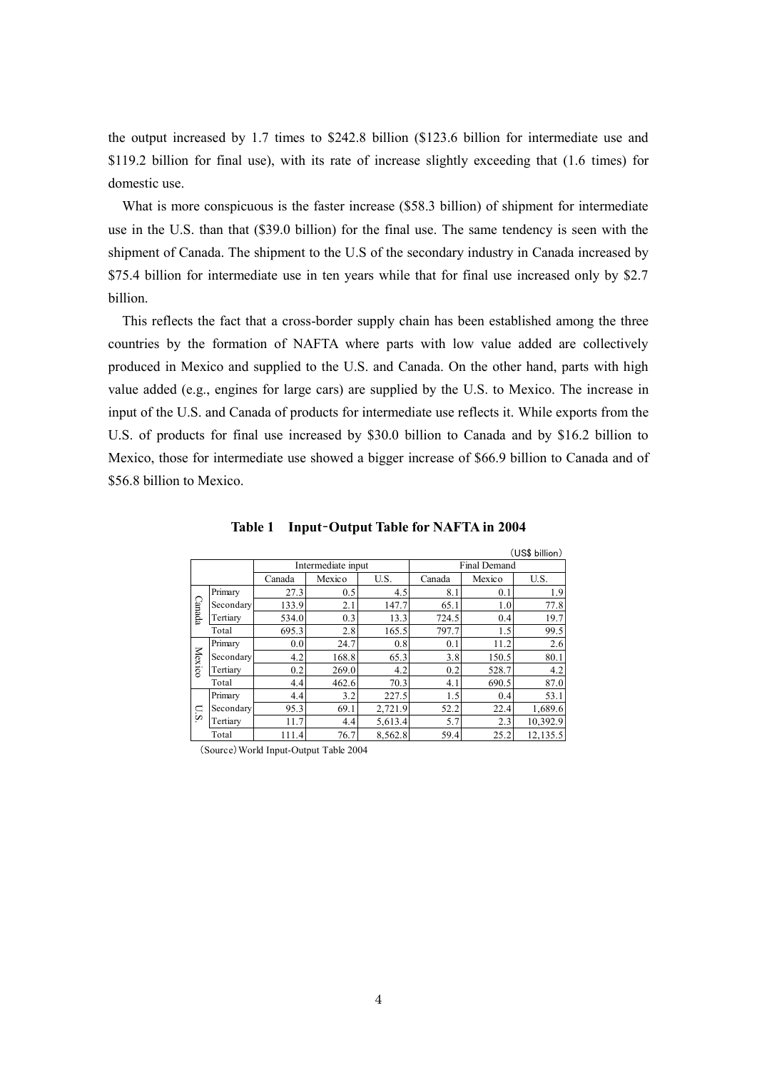the output increased by 1.7 times to $242.8 billion ($123.6 billion for intermediate use and $119.2 billion for final use), with its rate of increase slightly exceeding that (1.6 times) for domestic use.

What is more conspicuous is the faster increase ($58.3 billion) of shipment for intermediate use in the U.S. than that ($39.0 billion) for the final use. The same tendency is seen with the shipment of Canada. The shipment to the U.S of the secondary industry in Canada increased by $75.4 billion for intermediate use in ten years while that for final use increased only by $2.7 billion.

This reflects the fact that a cross-border supply chain has been established among the three countries by the formation of NAFTA where parts with low value added are collectively produced in Mexico and supplied to the U.S. and Canada. On the other hand, parts with high value added (e.g., engines for large cars) are supplied by the U.S. to Mexico. The increase in input of the U.S. and Canada of products for intermediate use reflects it. While exports from the U.S. of products for final use increased by $30.0 billion to Canada and by $16.2 billion to Mexico, those for intermediate use showed a bigger increase of $66.9 billion to Canada and of $56.8 billion to Mexico.

**Table 1 Input-Output Table for NAFTA in 2004**

(US$ billion)

| | | Intermediate input | | | Final Demand | | |
|---|---|---|---|---|---|---|---|
| | | Canada | Mexico | U.S. | Canada | Mexico | U.S. |
| Canada | Primary | 27.3 | 0.5 | 4.5 | 8.1 | 0.1 | 1.9 |
| | Secondary | 133.9 | 2.1 | 147.7 | 65.1 | 1.0 | 77.8 |
| | Tertiary | 534.0 | 0.3 | 13.3 | 724.5 | 0.4 | 19.7 |
| | Total | 695.3 | 2.8 | 165.5 | 797.7 | 1.5 | 99.5 |
| Mexico | Primary | 0.0 | 24.7 | 0.8 | 0.1 | 11.2 | 2.6 |
| | Secondary | 4.2 | 168.8 | 65.3 | 3.8 | 150.5 | 80.1 |
| | Tertiary | 0.2 | 269.0 | 4.2 | 0.2 | 528.7 | 4.2 |
| | Total | 4.4 | 462.6 | 70.3 | 4.1 | 690.5 | 87.0 |
| U.S. | Primary | 4.4 | 3.2 | 227.5 | 1.5 | 0.4 | 53.1 |
| | Secondary | 95.3 | 69.1 | 2,721.9 | 52.2 | 22.4 | 1,689.6 |
| | Tertiary | 11.7 | 4.4 | 5,613.4 | 5.7 | 2.3 | 10,392.9 |
| | Total | 111.4 | 76.7 | 8,562.8 | 59.4 | 25.2 | 12,135.5 |

(Source) World Input-Output Table 2004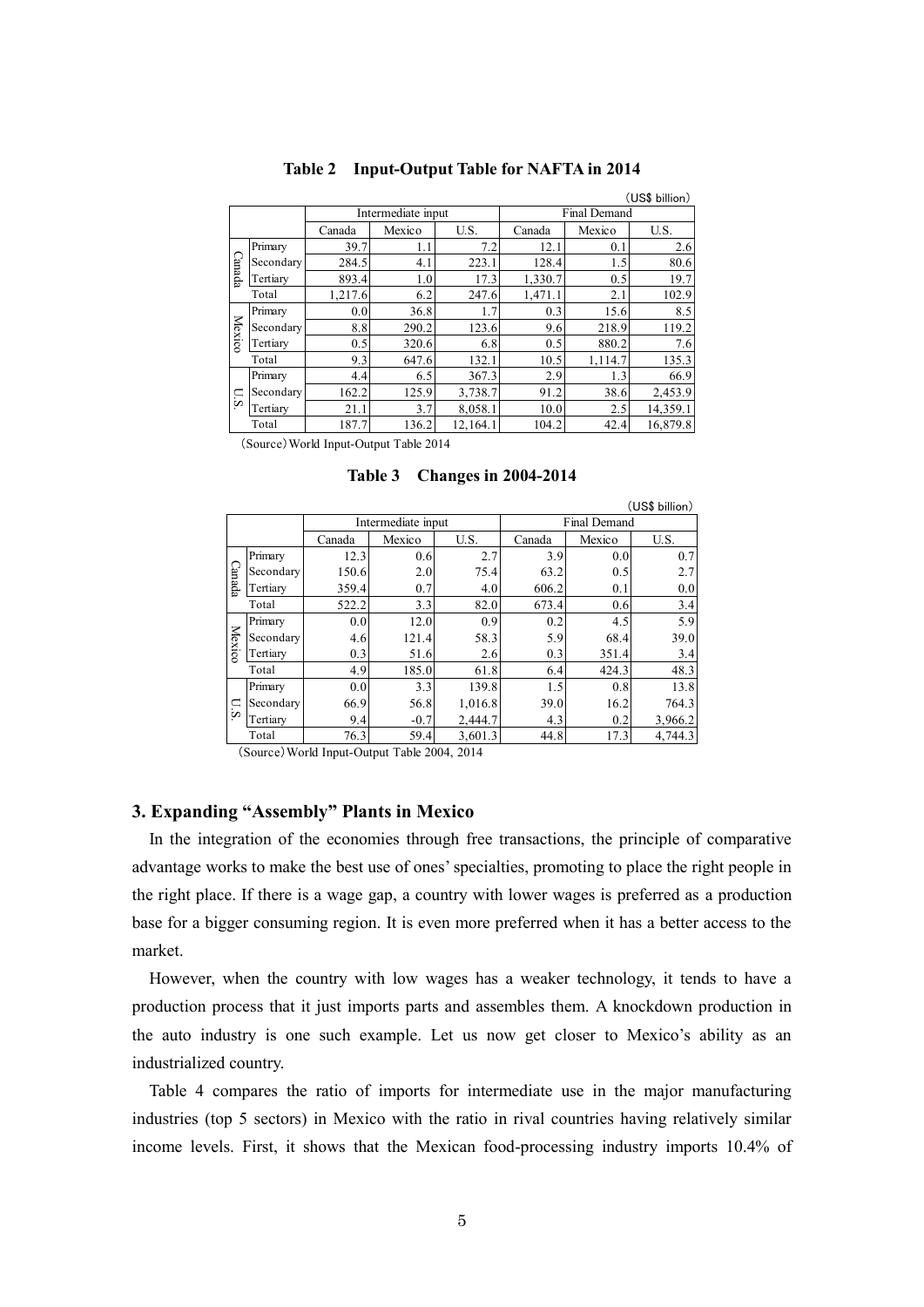**Table 2 Input-Output Table for NAFTA in 2014**

(US$ billion)

| | | Intermediate input | | | Final Demand | | |
|---|---|---|---|---|---|---|---|
| | | Canada | Mexico | U.S. | Canada | Mexico | U.S. |
| Canada | Primary | 39.7 | 1.1 | 7.2 | 12.1 | 0.1 | 2.6 |
| | Secondary | 284.5 | 4.1 | 223.1 | 128.4 | 1.5 | 80.6 |
| | Tertiary | 893.4 | 1.0 | 17.3 | 1,330.7 | 0.5 | 19.7 |
| | Total | 1,217.6 | 6.2 | 247.6 | 1,471.1 | 2.1 | 102.9 |
| Mexico | Primary | 0.0 | 36.8 | 1.7 | 0.3 | 15.6 | 8.5 |
| | Secondary | 8.8 | 290.2 | 123.6 | 9.6 | 218.9 | 119.2 |
| | Tertiary | 0.5 | 320.6 | 6.8 | 0.5 | 880.2 | 7.6 |
| | Total | 9.3 | 647.6 | 132.1 | 10.5 | 1,114.7 | 135.3 |
| U.S. | Primary | 4.4 | 6.5 | 367.3 | 2.9 | 1.3 | 66.9 |
| | Secondary | 162.2 | 125.9 | 3,738.7 | 91.2 | 38.6 | 2,453.9 |
| | Tertiary | 21.1 | 3.7 | 8,058.1 | 10.0 | 2.5 | 14,359.1 |
| | Total | 187.7 | 136.2 | 12,164.1 | 104.2 | 42.4 | 16,879.8 |

(Source) World Input-Output Table 2014

**Table 3 Changes in 2004-2014**

(US$ billion)

| | | Intermediate input | | | Final Demand | | |
|---|---|---|---|---|---|---|---|
| | | Canada | Mexico | U.S. | Canada | Mexico | U.S. |
| Canada | Primary | 12.3 | 0.6 | 2.7 | 3.9 | 0.0 | 0.7 |
| | Secondary | 150.6 | 2.0 | 75.4 | 63.2 | 0.5 | 2.7 |
| | Tertiary | 359.4 | 0.7 | 4.0 | 606.2 | 0.1 | 0.0 |
| | Total | 522.2 | 3.3 | 82.0 | 673.4 | 0.6 | 3.4 |
| Mexico | Primary | 0.0 | 12.0 | 0.9 | 0.2 | 4.5 | 5.9 |
| | Secondary | 4.6 | 121.4 | 58.3 | 5.9 | 68.4 | 39.0 |
| | Tertiary | 0.3 | 51.6 | 2.6 | 0.3 | 351.4 | 3.4 |
| | Total | 4.9 | 185.0 | 61.8 | 6.4 | 424.3 | 48.3 |
| U.S. | Primary | 0.0 | 3.3 | 139.8 | 1.5 | 0.8 | 13.8 |
| | Secondary | 66.9 | 56.8 | 1,016.8 | 39.0 | 16.2 | 764.3 |
| | Tertiary | 9.4 | -0.7 | 2,444.7 | 4.3 | 0.2 | 3,966.2 |
| | Total | 76.3 | 59.4 | 3,601.3 | 44.8 | 17.3 | 4,744.3 |

(Source) World Input-Output Table 2004, 2014

## 3. Expanding "Assembly" Plants in Mexico

In the integration of the economies through free transactions, the principle of comparative advantage works to make the best use of ones' specialties, promoting to place the right people in the right place. If there is a wage gap, a country with lower wages is preferred as a production base for a bigger consuming region. It is even more preferred when it has a better access to the market.

However, when the country with low wages has a weaker technology, it tends to have a production process that it just imports parts and assembles them. A knockdown production in the auto industry is one such example. Let us now get closer to Mexico's ability as an industrialized country.

Table 4 compares the ratio of imports for intermediate use in the major manufacturing industries (top 5 sectors) in Mexico with the ratio in rival countries having relatively similar income levels. First, it shows that the Mexican food-processing industry imports 10.4% of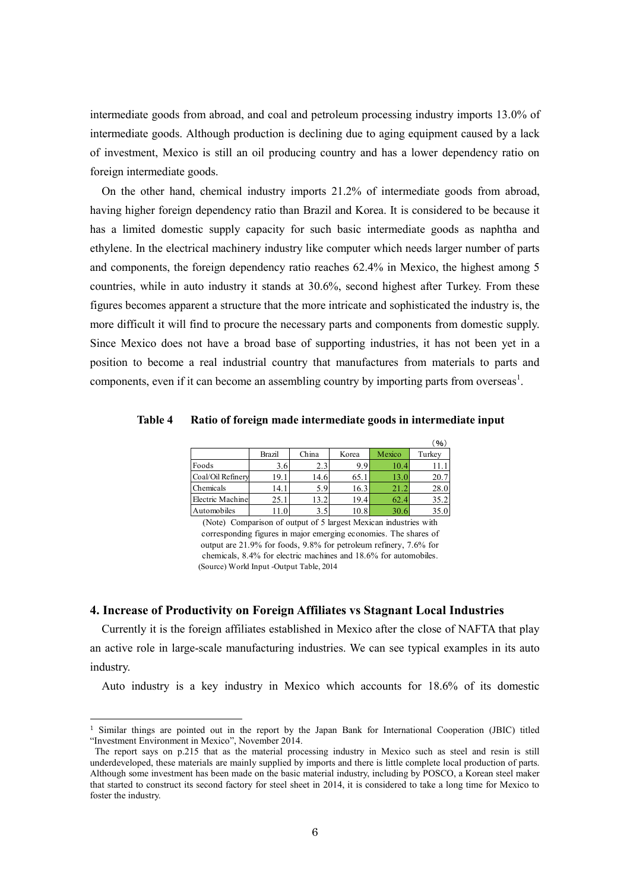intermediate goods from abroad, and coal and petroleum processing industry imports 13.0% of intermediate goods. Although production is declining due to aging equipment caused by a lack of investment, Mexico is still an oil producing country and has a lower dependency ratio on foreign intermediate goods.

On the other hand, chemical industry imports 21.2% of intermediate goods from abroad, having higher foreign dependency ratio than Brazil and Korea. It is considered to be because it has a limited domestic supply capacity for such basic intermediate goods as naphtha and ethylene. In the electrical machinery industry like computer which needs larger number of parts and components, the foreign dependency ratio reaches 62.4% in Mexico, the highest among 5 countries, while in auto industry it stands at 30.6%, second highest after Turkey. From these figures becomes apparent a structure that the more intricate and sophisticated the industry is, the more difficult it will find to procure the necessary parts and components from domestic supply. Since Mexico does not have a broad base of supporting industries, it has not been yet in a position to become a real industrial country that manufactures from materials to parts and components, even if it can become an assembling country by importing parts from overseas[1].

**Table 4 Ratio of foreign made intermediate goods in intermediate input**

(%)

| | Brazil | China | Korea | Mexico | Turkey |
|---|---|---|---|---|---|
| Foods | 3.6 | 2.3 | 9.9 | 10.4 | 11.1 |
| Coal/Oil Refinery | 19.1 | 14.6 | 65.1 | 13.0 | 20.7 |
| Chemicals | 14.1 | 5.9 | 16.3 | 21.2 | 28.0 |
| Electric Machine | 25.1 | 13.2 | 19.4 | 62.4 | 35.2 |
| Automobiles | 11.0 | 3.5 | 10.8 | 30.6 | 35.0 |

(Note) Comparison of output of 5 largest Mexican industries with corresponding figures in major emerging economies. The shares of output are 21.9% for foods, 9.8% for petroleum refinery, 7.6% for chemicals, 8.4% for electric machines and 18.6% for automobiles.
(Source) World Input -Output Table, 2014

## 4. Increase of Productivity on Foreign Affiliates vs Stagnant Local Industries

Currently it is the foreign affiliates established in Mexico after the close of NAFTA that play an active role in large-scale manufacturing industries. We can see typical examples in its auto industry.

Auto industry is a key industry in Mexico which accounts for 18.6% of its domestic

---

[1] Similar things are pointed out in the report by the Japan Bank for International Cooperation (JBIC) titled "Investment Environment in Mexico", November 2014.
The report says on p.215 that as the material processing industry in Mexico such as steel and resin is still underdeveloped, these materials are mainly supplied by imports and there is little complete local production of parts. Although some investment has been made on the basic material industry, including by POSCO, a Korean steel maker that started to construct its second factory for steel sheet in 2014, it is considered to take a long time for Mexico to foster the industry.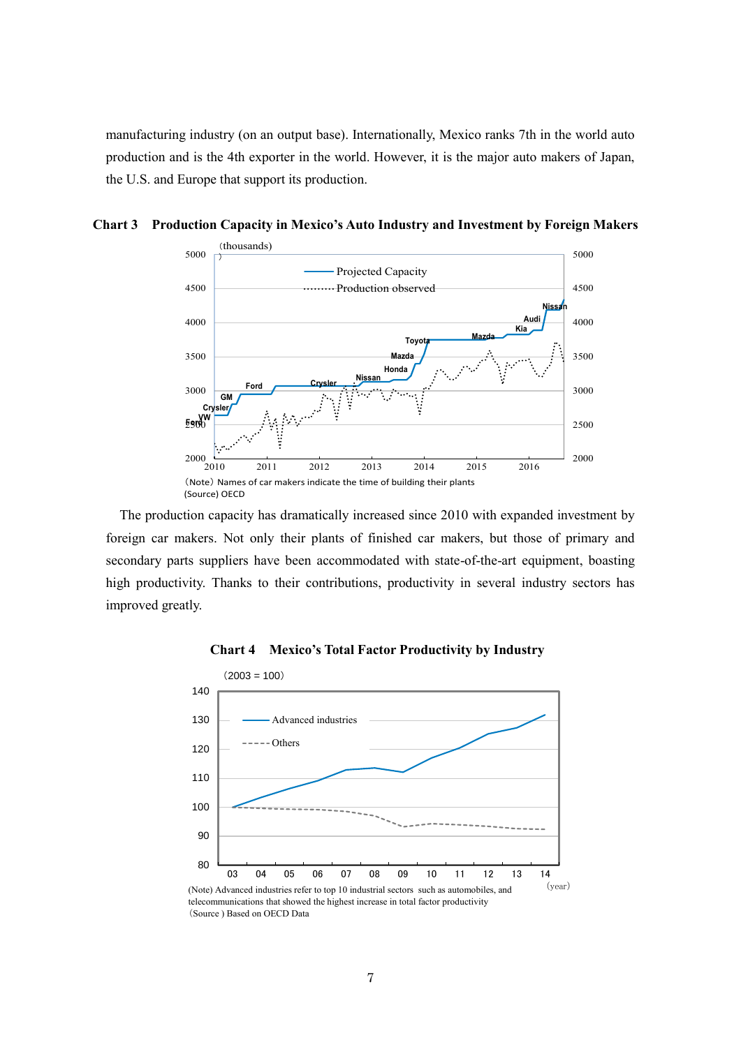manufacturing industry (on an output base). Internationally, Mexico ranks 7th in the world auto production and is the 4th exporter in the world. However, it is the major auto makers of Japan, the U.S. and Europe that support its production.

**Chart 3　Production Capacity in Mexico's Auto Industry and Investment by Foreign Makers**

（Note）Names of car makers indicate the time of building their plants
(Source) OECD

The production capacity has dramatically increased since 2010 with expanded investment by foreign car makers. Not only their plants of finished car makers, but those of primary and secondary parts suppliers have been accommodated with state-of-the-art equipment, boasting high productivity. Thanks to their contributions, productivity in several industry sectors has improved greatly.

**Chart 4　Mexico's Total Factor Productivity by Industry**

(Note) Advanced industries refer to top 10 industrial sectors such as automobiles, and telecommunications that showed the highest increase in total factor productivity
（Source ) Based on OECD Data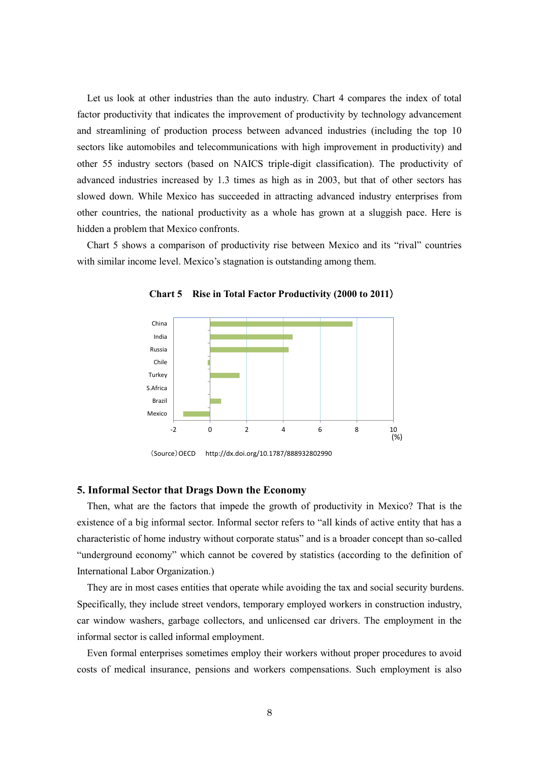Let us look at other industries than the auto industry. Chart 4 compares the index of total factor productivity that indicates the improvement of productivity by technology advancement and streamlining of production process between advanced industries (including the top 10 sectors like automobiles and telecommunications with high improvement in productivity) and other 55 industry sectors (based on NAICS triple-digit classification). The productivity of advanced industries increased by 1.3 times as high as in 2003, but that of other sectors has slowed down. While Mexico has succeeded in attracting advanced industry enterprises from other countries, the national productivity as a whole has grown at a sluggish pace. Here is hidden a problem that Mexico confronts.

Chart 5 shows a comparison of productivity rise between Mexico and its "rival" countries with similar income level. Mexico's stagnation is outstanding among them.

**Chart 5 Rise in Total Factor Productivity (2000 to 2011)**

China, India, Russia, Chile, Turkey, S.Africa, Brazil, Mexico

-2, 0, 2, 4, 6, 8, 10 (%)

(Source) OECD http://dx.doi.org/10.1787/888932802990

## 5. Informal Sector that Drags Down the Economy

Then, what are the factors that impede the growth of productivity in Mexico? That is the existence of a big informal sector. Informal sector refers to "all kinds of active entity that has a characteristic of home industry without corporate status" and is a broader concept than so-called "underground economy" which cannot be covered by statistics (according to the definition of International Labor Organization.)

They are in most cases entities that operate while avoiding the tax and social security burdens. Specifically, they include street vendors, temporary employed workers in construction industry, car window washers, garbage collectors, and unlicensed car drivers. The employment in the informal sector is called informal employment.

Even formal enterprises sometimes employ their workers without proper procedures to avoid costs of medical insurance, pensions and workers compensations. Such employment is also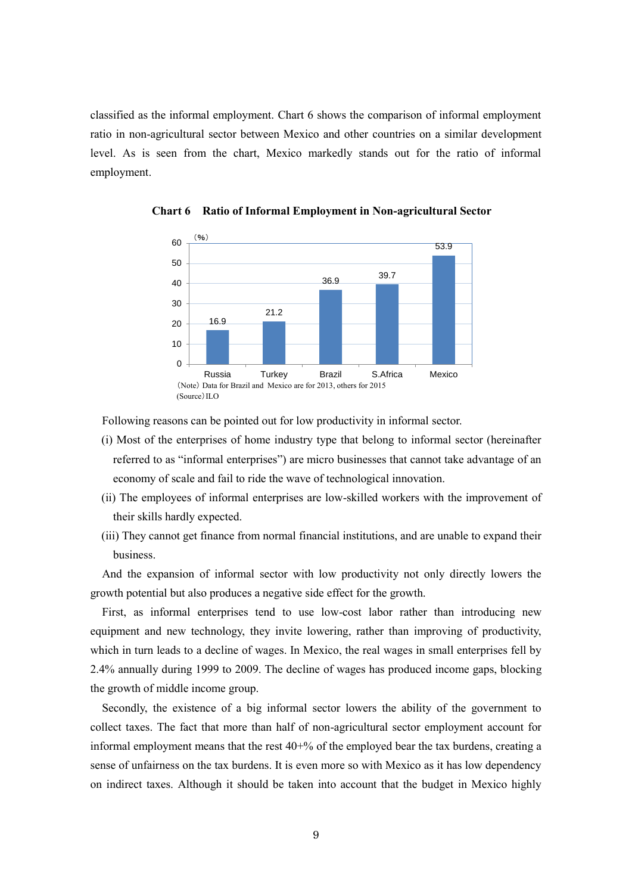classified as the informal employment. Chart 6 shows the comparison of informal employment ratio in non-agricultural sector between Mexico and other countries on a similar development level. As is seen from the chart, Mexico markedly stands out for the ratio of informal employment.

**Chart 6　Ratio of Informal Employment in Non-agricultural Sector**

| (%) | Russia | Turkey | Brazil | S.Africa | Mexico |
|---|---|---|---|---|---|
| Ratio | 16.9 | 21.2 | 36.9 | 39.7 | 53.9 |

(Note) Data for Brazil and Mexico are for 2013, others for 2015
(Source) ILO

Following reasons can be pointed out for low productivity in informal sector.

(i) Most of the enterprises of home industry type that belong to informal sector (hereinafter referred to as "informal enterprises") are micro businesses that cannot take advantage of an economy of scale and fail to ride the wave of technological innovation.

(ii) The employees of informal enterprises are low-skilled workers with the improvement of their skills hardly expected.

(iii) They cannot get finance from normal financial institutions, and are unable to expand their business.

And the expansion of informal sector with low productivity not only directly lowers the growth potential but also produces a negative side effect for the growth.

First, as informal enterprises tend to use low-cost labor rather than introducing new equipment and new technology, they invite lowering, rather than improving of productivity, which in turn leads to a decline of wages. In Mexico, the real wages in small enterprises fell by 2.4% annually during 1999 to 2009. The decline of wages has produced income gaps, blocking the growth of middle income group.

Secondly, the existence of a big informal sector lowers the ability of the government to collect taxes. The fact that more than half of non-agricultural sector employment account for informal employment means that the rest 40+% of the employed bear the tax burdens, creating a sense of unfairness on the tax burdens. It is even more so with Mexico as it has low dependency on indirect taxes. Although it should be taken into account that the budget in Mexico highly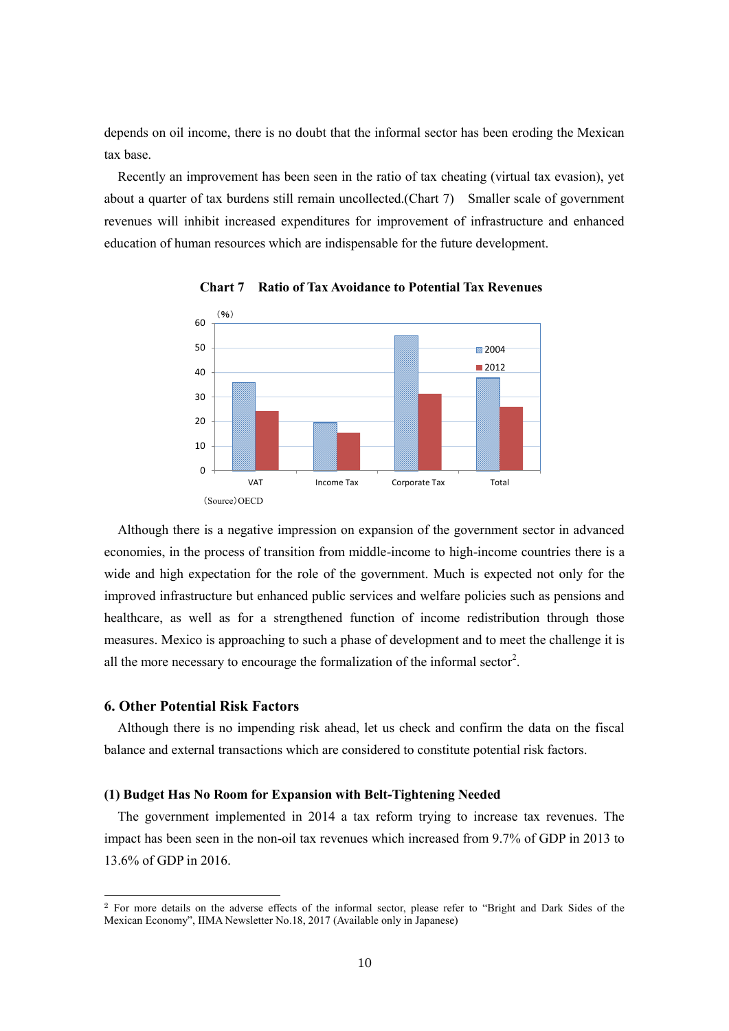depends on oil income, there is no doubt that the informal sector has been eroding the Mexican tax base.

Recently an improvement has been seen in the ratio of tax cheating (virtual tax evasion), yet about a quarter of tax burdens still remain uncollected.(Chart 7) Smaller scale of government revenues will inhibit increased expenditures for improvement of infrastructure and enhanced education of human resources which are indispensable for the future development.

**Chart 7 Ratio of Tax Avoidance to Potential Tax Revenues**

（%）

| | 2004 | 2012 |
|---|---|---|
| VAT | 36 | 24 |
| Income Tax | 20 | 15 |
| Corporate Tax | 55 | 31 |
| Total | 38 | 26 |

（Source）OECD

Although there is a negative impression on expansion of the government sector in advanced economies, in the process of transition from middle-income to high-income countries there is a wide and high expectation for the role of the government. Much is expected not only for the improved infrastructure but enhanced public services and welfare policies such as pensions and healthcare, as well as for a strengthened function of income redistribution through those measures. Mexico is approaching to such a phase of development and to meet the challenge it is all the more necessary to encourage the formalization of the informal sector[2].

## 6. Other Potential Risk Factors

Although there is no impending risk ahead, let us check and confirm the data on the fiscal balance and external transactions which are considered to constitute potential risk factors.

### (1) Budget Has No Room for Expansion with Belt-Tightening Needed

The government implemented in 2014 a tax reform trying to increase tax revenues. The impact has been seen in the non-oil tax revenues which increased from 9.7% of GDP in 2013 to 13.6% of GDP in 2016.

---

[2] For more details on the adverse effects of the informal sector, please refer to “Bright and Dark Sides of the Mexican Economy”, IIMA Newsletter No.18, 2017 (Available only in Japanese)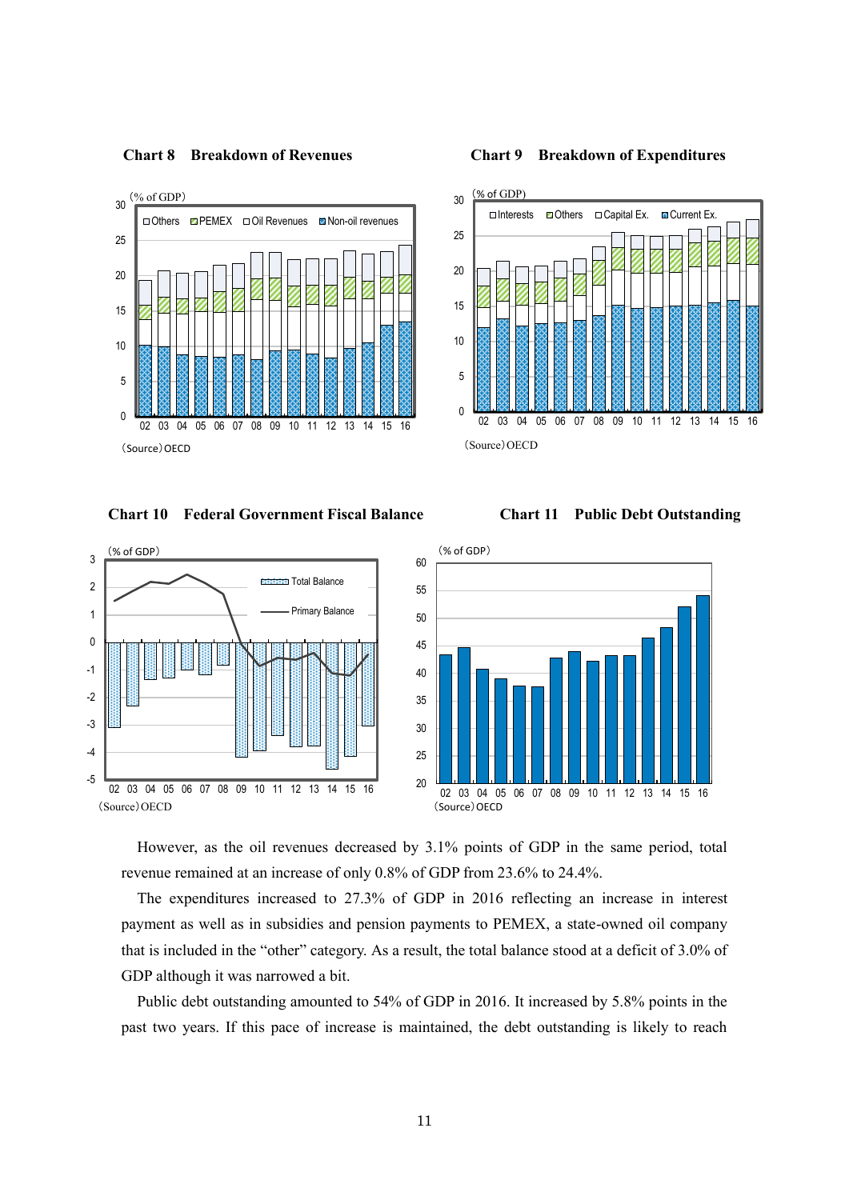**Chart 8 Breakdown of Revenues**

(% of GDP)

□Others ▨PEMEX □Oil Revenues ▩Non-oil revenues

(Source) OECD

**Chart 9 Breakdown of Expenditures**

(% of GDP)

□Interests ▨Others □Capital Ex. ▩Current Ex.

(Source) OECD

**Chart 10 Federal Government Fiscal Balance**

(% of GDP)

Total Balance

Primary Balance

(Source) OECD

**Chart 11 Public Debt Outstanding**

(% of GDP)

(Source) OECD

However, as the oil revenues decreased by 3.1% points of GDP in the same period, total revenue remained at an increase of only 0.8% of GDP from 23.6% to 24.4%.

The expenditures increased to 27.3% of GDP in 2016 reflecting an increase in interest payment as well as in subsidies and pension payments to PEMEX, a state-owned oil company that is included in the "other" category. As a result, the total balance stood at a deficit of 3.0% of GDP although it was narrowed a bit.

Public debt outstanding amounted to 54% of GDP in 2016. It increased by 5.8% points in the past two years. If this pace of increase is maintained, the debt outstanding is likely to reach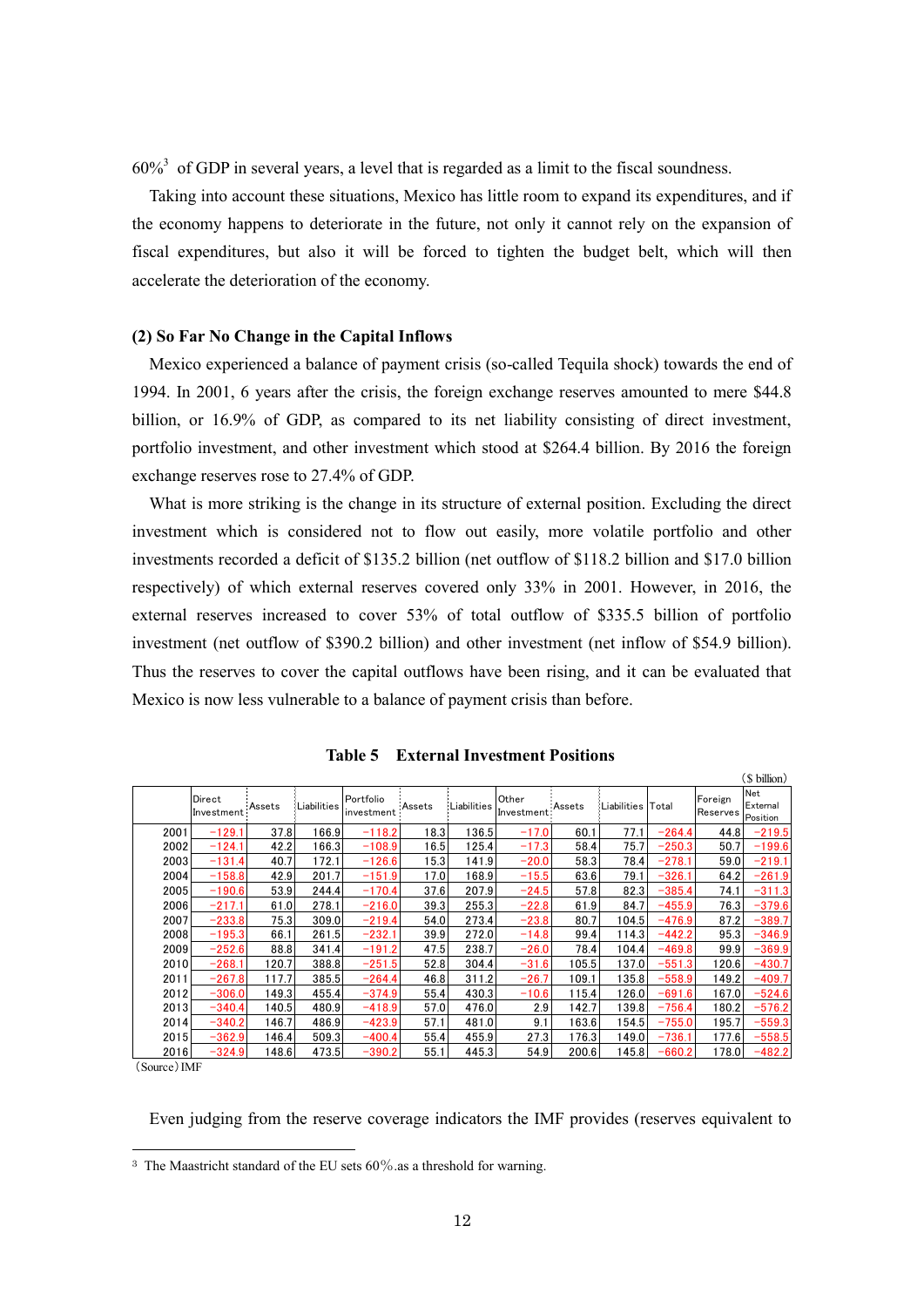60%[3] of GDP in several years, a level that is regarded as a limit to the fiscal soundness.

Taking into account these situations, Mexico has little room to expand its expenditures, and if the economy happens to deteriorate in the future, not only it cannot rely on the expansion of fiscal expenditures, but also it will be forced to tighten the budget belt, which will then accelerate the deterioration of the economy.

**(2) So Far No Change in the Capital Inflows**

Mexico experienced a balance of payment crisis (so-called Tequila shock) towards the end of 1994. In 2001, 6 years after the crisis, the foreign exchange reserves amounted to mere $44.8 billion, or 16.9% of GDP, as compared to its net liability consisting of direct investment, portfolio investment, and other investment which stood at $264.4 billion. By 2016 the foreign exchange reserves rose to 27.4% of GDP.

What is more striking is the change in its structure of external position. Excluding the direct investment which is considered not to flow out easily, more volatile portfolio and other investments recorded a deficit of $135.2 billion (net outflow of $118.2 billion and $17.0 billion respectively) of which external reserves covered only 33% in 2001. However, in 2016, the external reserves increased to cover 53% of total outflow of $335.5 billion of portfolio investment (net outflow of $390.2 billion) and other investment (net inflow of $54.9 billion). Thus the reserves to cover the capital outflows have been rising, and it can be evaluated that Mexico is now less vulnerable to a balance of payment crisis than before.

**Table 5 External Investment Positions**

($ billion)

| | Direct Investment | Assets | Liabilities | Portfolio investment | Assets | Liabilities | Other Investment | Assets | Liabilities | Total | Foreign Reserves | Net External Position |
|---|---|---|---|---|---|---|---|---|---|---|---|---|
| 2001 | −129.1 | 37.8 | 166.9 | −118.2 | 18.3 | 136.5 | −17.0 | 60.1 | 77.1 | −264.4 | 44.8 | −219.5 |
| 2002 | −124.1 | 42.2 | 166.3 | −108.9 | 16.5 | 125.4 | −17.3 | 58.4 | 75.7 | −250.3 | 50.7 | −199.6 |
| 2003 | −131.4 | 40.7 | 172.1 | −126.6 | 15.3 | 141.9 | −20.0 | 58.3 | 78.4 | −278.1 | 59.0 | −219.1 |
| 2004 | −158.8 | 42.9 | 201.7 | −151.9 | 17.0 | 168.9 | −15.5 | 63.6 | 79.1 | −326.1 | 64.2 | −261.9 |
| 2005 | −190.6 | 53.9 | 244.4 | −170.4 | 37.6 | 207.9 | −24.5 | 57.8 | 82.3 | −385.4 | 74.1 | −311.3 |
| 2006 | −217.1 | 61.0 | 278.1 | −216.0 | 39.3 | 255.3 | −22.8 | 61.9 | 84.7 | −455.9 | 76.3 | −379.6 |
| 2007 | −233.8 | 75.3 | 309.0 | −219.4 | 54.0 | 273.4 | −23.8 | 80.7 | 104.5 | −476.9 | 87.2 | −389.7 |
| 2008 | −195.3 | 66.1 | 261.5 | −232.1 | 39.9 | 272.0 | −14.8 | 99.4 | 114.3 | −442.2 | 95.3 | −346.9 |
| 2009 | −252.6 | 88.8 | 341.4 | −191.2 | 47.5 | 238.7 | −26.0 | 78.4 | 104.4 | −469.8 | 99.9 | −369.9 |
| 2010 | −268.1 | 120.7 | 388.8 | −251.5 | 52.8 | 304.4 | −31.6 | 105.5 | 137.0 | −551.3 | 120.6 | −430.7 |
| 2011 | −267.8 | 117.7 | 385.5 | −264.4 | 46.8 | 311.2 | −26.7 | 109.1 | 135.8 | −558.9 | 149.2 | −409.7 |
| 2012 | −306.0 | 149.3 | 455.4 | −374.9 | 55.4 | 430.3 | −10.6 | 115.4 | 126.0 | −691.6 | 167.0 | −524.6 |
| 2013 | −340.4 | 140.5 | 480.9 | −418.9 | 57.0 | 476.0 | 2.9 | 142.7 | 139.8 | −756.4 | 180.2 | −576.2 |
| 2014 | −340.2 | 146.7 | 486.9 | −423.9 | 57.1 | 481.0 | 9.1 | 163.6 | 154.5 | −755.0 | 195.7 | −559.3 |
| 2015 | −362.9 | 146.4 | 509.3 | −400.4 | 55.4 | 455.9 | 27.3 | 176.3 | 149.0 | −736.1 | 177.6 | −558.5 |
| 2016 | −324.9 | 148.6 | 473.5 | −390.2 | 55.1 | 445.3 | 54.9 | 200.6 | 145.8 | −660.2 | 178.0 | −482.2 |

(Source) IMF

Even judging from the reserve coverage indicators the IMF provides (reserves equivalent to

[3] The Maastricht standard of the EU sets 60%.as a threshold for warning.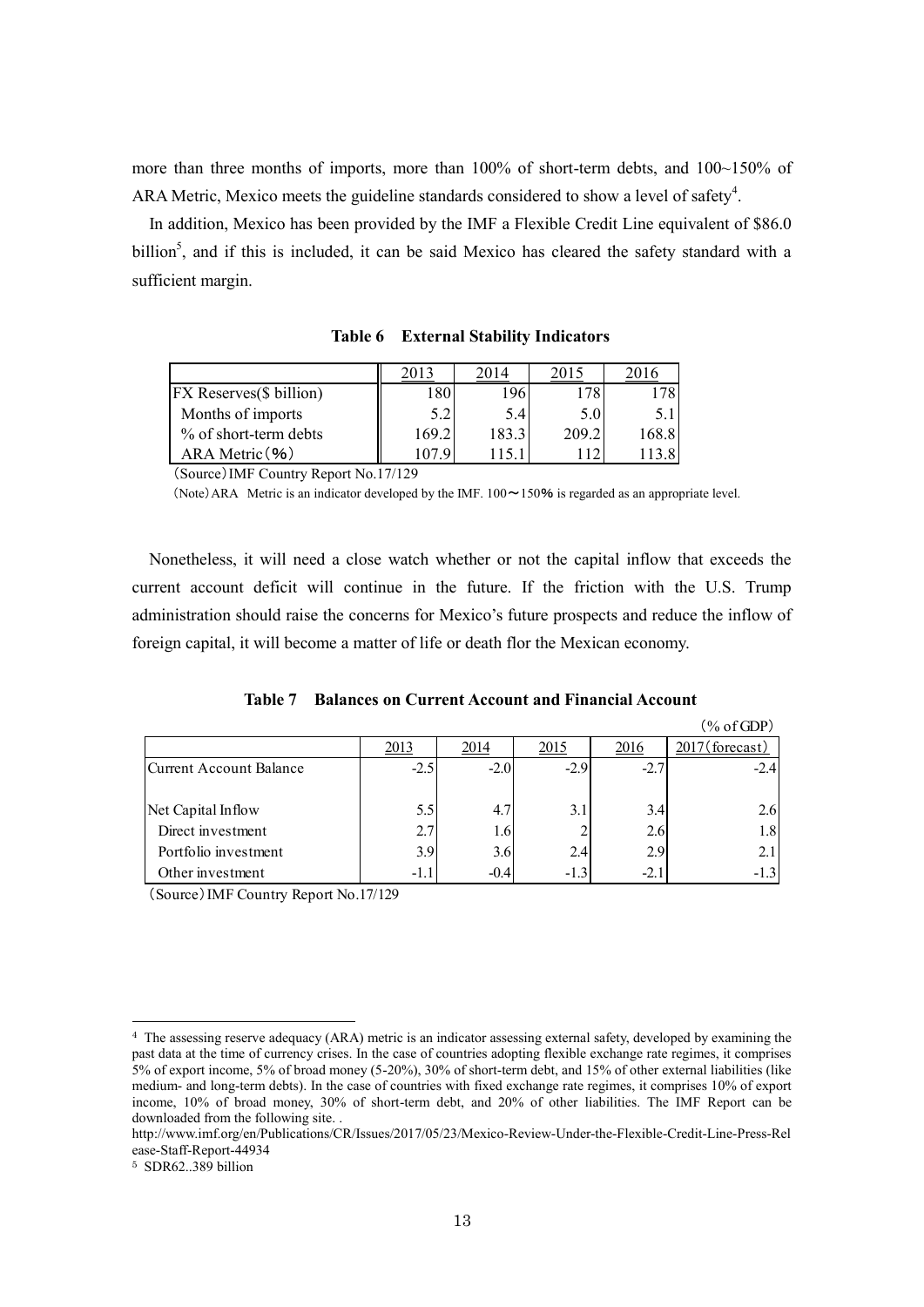more than three months of imports, more than 100% of short-term debts, and 100~150% of ARA Metric, Mexico meets the guideline standards considered to show a level of safety[4].

In addition, Mexico has been provided by the IMF a Flexible Credit Line equivalent of $86.0 billion[5], and if this is included, it can be said Mexico has cleared the safety standard with a sufficient margin.

**Table 6　External Stability Indicators**

| | 2013 | 2014 | 2015 | 2016 |
|---|---|---|---|---|
| FX Reserves($ billion) | 180 | 196 | 178 | 178 |
| Months of imports | 5.2 | 5.4 | 5.0 | 5.1 |
| % of short-term debts | 169.2 | 183.3 | 209.2 | 168.8 |
| ARA Metric（%） | 107.9 | 115.1 | 112 | 113.8 |

（Source）IMF Country Report No.17/129

（Note）ARA Metric is an indicator developed by the IMF. 100～150% is regarded as an appropriate level.

Nonetheless, it will need a close watch whether or not the capital inflow that exceeds the current account deficit will continue in the future. If the friction with the U.S. Trump administration should raise the concerns for Mexico's future prospects and reduce the inflow of foreign capital, it will become a matter of life or death flor the Mexican economy.

**Table 7　Balances on Current Account and Financial Account**

（% of GDP）

| | 2013 | 2014 | 2015 | 2016 | 2017（forecast） |
|---|---|---|---|---|---|
| Current Account Balance | -2.5 | -2.0 | -2.9 | -2.7 | -2.4 |
| Net Capital Inflow | 5.5 | 4.7 | 3.1 | 3.4 | 2.6 |
| Direct investment | 2.7 | 1.6 | 2 | 2.6 | 1.8 |
| Portfolio investment | 3.9 | 3.6 | 2.4 | 2.9 | 2.1 |
| Other investment | -1.1 | -0.4 | -1.3 | -2.1 | -1.3 |

（Source）IMF Country Report No.17/129

---

[4] The assessing reserve adequacy (ARA) metric is an indicator assessing external safety, developed by examining the past data at the time of currency crises. In the case of countries adopting flexible exchange rate regimes, it comprises 5% of export income, 5% of broad money (5-20%), 30% of short-term debt, and 15% of other external liabilities (like medium- and long-term debts). In the case of countries with fixed exchange rate regimes, it comprises 10% of export income, 10% of broad money, 30% of short-term debt, and 20% of other liabilities. The IMF Report can be downloaded from the following site. .
http://www.imf.org/en/Publications/CR/Issues/2017/05/23/Mexico-Review-Under-the-Flexible-Credit-Line-Press-Release-Staff-Report-44934

[5] SDR62..389 billion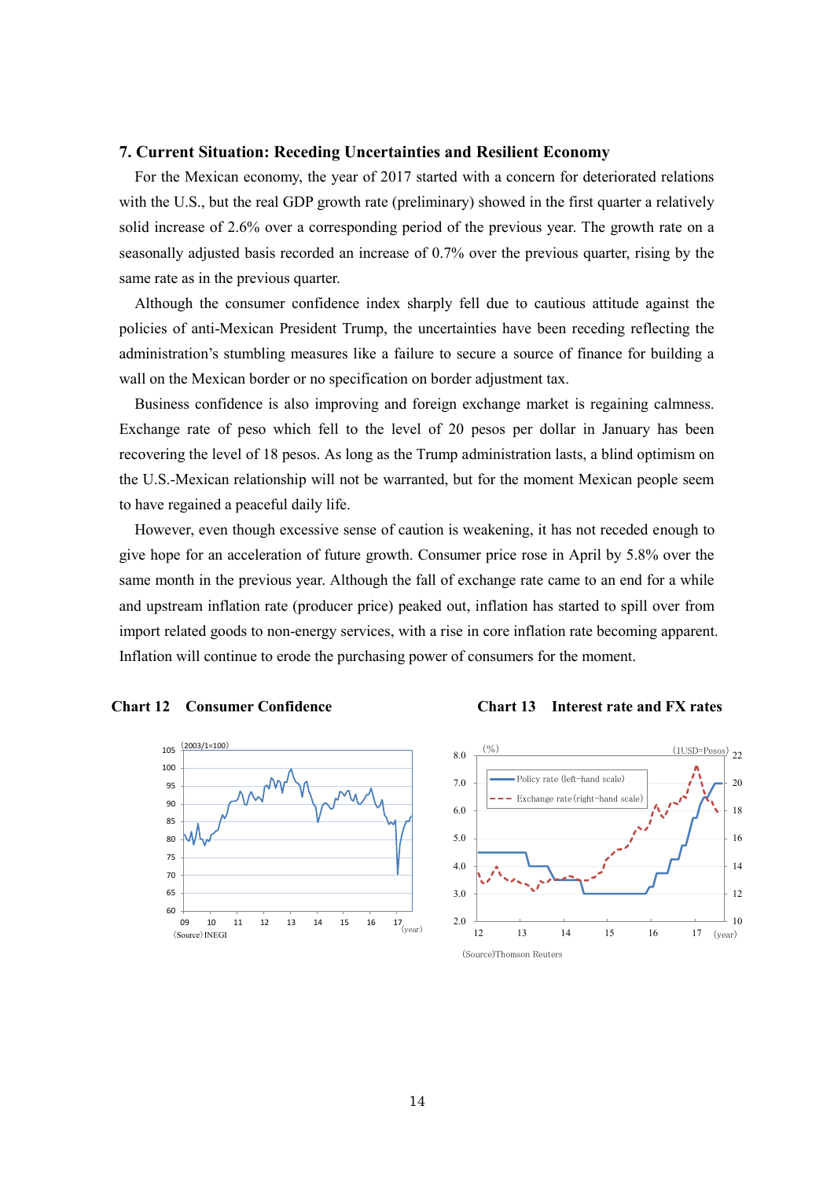## 7. Current Situation: Receding Uncertainties and Resilient Economy

For the Mexican economy, the year of 2017 started with a concern for deteriorated relations with the U.S., but the real GDP growth rate (preliminary) showed in the first quarter a relatively solid increase of 2.6% over a corresponding period of the previous year. The growth rate on a seasonally adjusted basis recorded an increase of 0.7% over the previous quarter, rising by the same rate as in the previous quarter.

Although the consumer confidence index sharply fell due to cautious attitude against the policies of anti-Mexican President Trump, the uncertainties have been receding reflecting the administration's stumbling measures like a failure to secure a source of finance for building a wall on the Mexican border or no specification on border adjustment tax.

Business confidence is also improving and foreign exchange market is regaining calmness. Exchange rate of peso which fell to the level of 20 pesos per dollar in January has been recovering the level of 18 pesos. As long as the Trump administration lasts, a blind optimism on the U.S.-Mexican relationship will not be warranted, but for the moment Mexican people seem to have regained a peaceful daily life.

However, even though excessive sense of caution is weakening, it has not receded enough to give hope for an acceleration of future growth. Consumer price rose in April by 5.8% over the same month in the previous year. Although the fall of exchange rate came to an end for a while and upstream inflation rate (producer price) peaked out, inflation has started to spill over from import related goods to non-energy services, with a rise in core inflation rate becoming apparent. Inflation will continue to erode the purchasing power of consumers for the moment.

**Chart 12 Consumer Confidence**

(Source) INEGI

**Chart 13 Interest rate and FX rates**

(Source)Thomson Reuters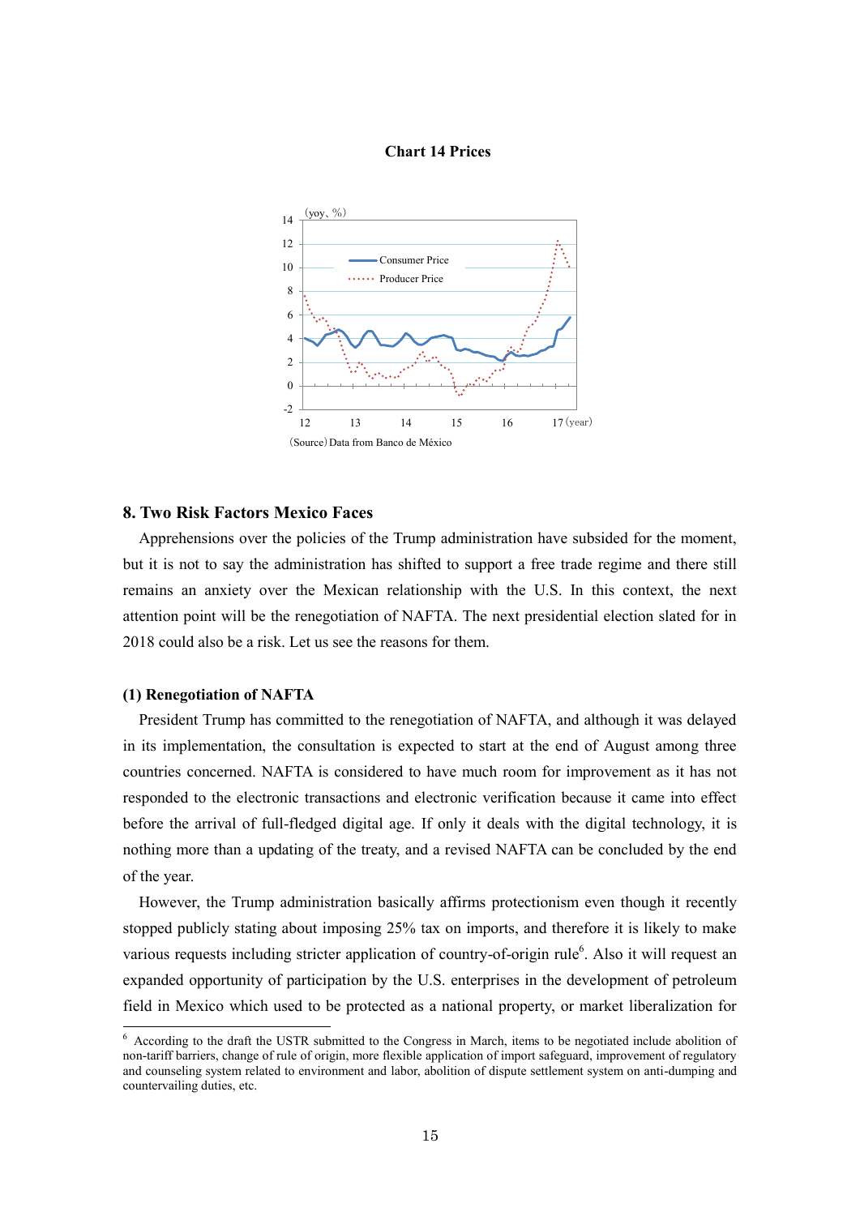**Chart 14 Prices**

(Source) Data from Banco de México

## 8. Two Risk Factors Mexico Faces

Apprehensions over the policies of the Trump administration have subsided for the moment, but it is not to say the administration has shifted to support a free trade regime and there still remains an anxiety over the Mexican relationship with the U.S. In this context, the next attention point will be the renegotiation of NAFTA. The next presidential election slated for in 2018 could also be a risk. Let us see the reasons for them.

### (1) Renegotiation of NAFTA

President Trump has committed to the renegotiation of NAFTA, and although it was delayed in its implementation, the consultation is expected to start at the end of August among three countries concerned. NAFTA is considered to have much room for improvement as it has not responded to the electronic transactions and electronic verification because it came into effect before the arrival of full-fledged digital age. If only it deals with the digital technology, it is nothing more than a updating of the treaty, and a revised NAFTA can be concluded by the end of the year.

However, the Trump administration basically affirms protectionism even though it recently stopped publicly stating about imposing 25% tax on imports, and therefore it is likely to make various requests including stricter application of country-of-origin rule[6]. Also it will request an expanded opportunity of participation by the U.S. enterprises in the development of petroleum field in Mexico which used to be protected as a national property, or market liberalization for

[6] According to the draft the USTR submitted to the Congress in March, items to be negotiated include abolition of non-tariff barriers, change of rule of origin, more flexible application of import safeguard, improvement of regulatory and counseling system related to environment and labor, abolition of dispute settlement system on anti-dumping and countervailing duties, etc.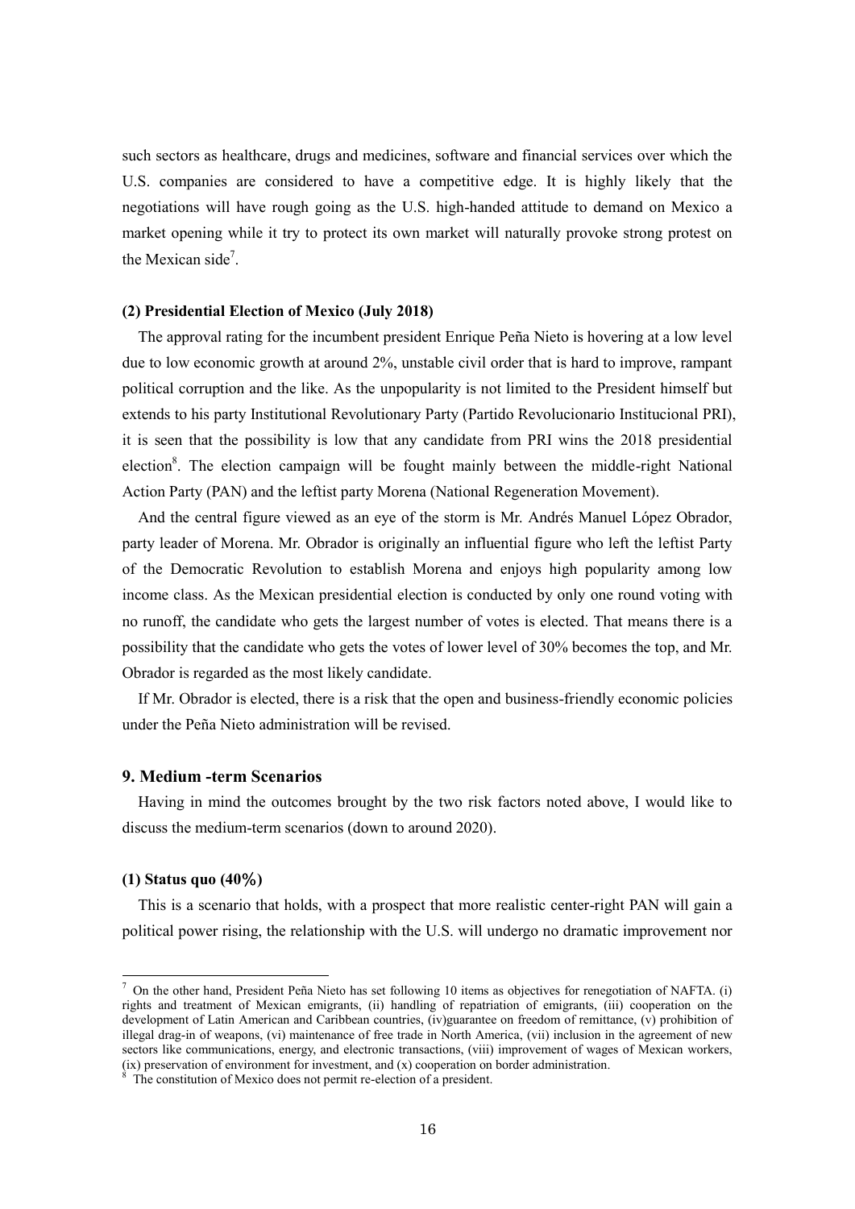such sectors as healthcare, drugs and medicines, software and financial services over which the U.S. companies are considered to have a competitive edge. It is highly likely that the negotiations will have rough going as the U.S. high-handed attitude to demand on Mexico a market opening while it try to protect its own market will naturally provoke strong protest on the Mexican side[7].

#### (2) Presidential Election of Mexico (July 2018)

The approval rating for the incumbent president Enrique Peña Nieto is hovering at a low level due to low economic growth at around 2%, unstable civil order that is hard to improve, rampant political corruption and the like. As the unpopularity is not limited to the President himself but extends to his party Institutional Revolutionary Party (Partido Revolucionario Institucional PRI), it is seen that the possibility is low that any candidate from PRI wins the 2018 presidential election[8]. The election campaign will be fought mainly between the middle-right National Action Party (PAN) and the leftist party Morena (National Regeneration Movement).

And the central figure viewed as an eye of the storm is Mr. Andrés Manuel López Obrador, party leader of Morena. Mr. Obrador is originally an influential figure who left the leftist Party of the Democratic Revolution to establish Morena and enjoys high popularity among low income class. As the Mexican presidential election is conducted by only one round voting with no runoff, the candidate who gets the largest number of votes is elected. That means there is a possibility that the candidate who gets the votes of lower level of 30% becomes the top, and Mr. Obrador is regarded as the most likely candidate.

If Mr. Obrador is elected, there is a risk that the open and business-friendly economic policies under the Peña Nieto administration will be revised.

### 9. Medium -term Scenarios

Having in mind the outcomes brought by the two risk factors noted above, I would like to discuss the medium-term scenarios (down to around 2020).

#### (1) Status quo (40%)

This is a scenario that holds, with a prospect that more realistic center-right PAN will gain a political power rising, the relationship with the U.S. will undergo no dramatic improvement nor

---

[7] On the other hand, President Peña Nieto has set following 10 items as objectives for renegotiation of NAFTA. (i) rights and treatment of Mexican emigrants, (ii) handling of repatriation of emigrants, (iii) cooperation on the development of Latin American and Caribbean countries, (iv)guarantee on freedom of remittance, (v) prohibition of illegal drag-in of weapons, (vi) maintenance of free trade in North America, (vii) inclusion in the agreement of new sectors like communications, energy, and electronic transactions, (viii) improvement of wages of Mexican workers, (ix) preservation of environment for investment, and (x) cooperation on border administration.

[8] The constitution of Mexico does not permit re-election of a president.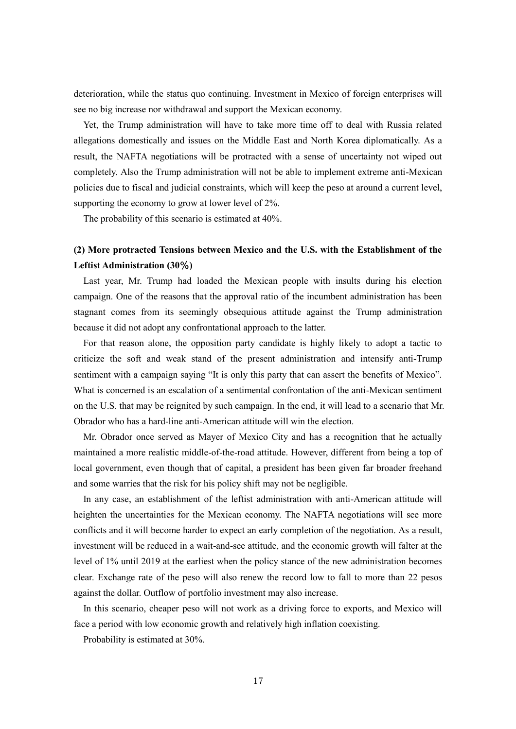deterioration, while the status quo continuing. Investment in Mexico of foreign enterprises will see no big increase nor withdrawal and support the Mexican economy.

Yet, the Trump administration will have to take more time off to deal with Russia related allegations domestically and issues on the Middle East and North Korea diplomatically. As a result, the NAFTA negotiations will be protracted with a sense of uncertainty not wiped out completely. Also the Trump administration will not be able to implement extreme anti-Mexican policies due to fiscal and judicial constraints, which will keep the peso at around a current level, supporting the economy to grow at lower level of 2%.

The probability of this scenario is estimated at 40%.

### (2) More protracted Tensions between Mexico and the U.S. with the Establishment of the Leftist Administration (30％)

Last year, Mr. Trump had loaded the Mexican people with insults during his election campaign. One of the reasons that the approval ratio of the incumbent administration has been stagnant comes from its seemingly obsequious attitude against the Trump administration because it did not adopt any confrontational approach to the latter.

For that reason alone, the opposition party candidate is highly likely to adopt a tactic to criticize the soft and weak stand of the present administration and intensify anti-Trump sentiment with a campaign saying "It is only this party that can assert the benefits of Mexico". What is concerned is an escalation of a sentimental confrontation of the anti-Mexican sentiment on the U.S. that may be reignited by such campaign. In the end, it will lead to a scenario that Mr. Obrador who has a hard-line anti-American attitude will win the election.

Mr. Obrador once served as Mayer of Mexico City and has a recognition that he actually maintained a more realistic middle-of-the-road attitude. However, different from being a top of local government, even though that of capital, a president has been given far broader freehand and some warries that the risk for his policy shift may not be negligible.

In any case, an establishment of the leftist administration with anti-American attitude will heighten the uncertainties for the Mexican economy. The NAFTA negotiations will see more conflicts and it will become harder to expect an early completion of the negotiation. As a result, investment will be reduced in a wait-and-see attitude, and the economic growth will falter at the level of 1% until 2019 at the earliest when the policy stance of the new administration becomes clear. Exchange rate of the peso will also renew the record low to fall to more than 22 pesos against the dollar. Outflow of portfolio investment may also increase.

In this scenario, cheaper peso will not work as a driving force to exports, and Mexico will face a period with low economic growth and relatively high inflation coexisting.

Probability is estimated at 30%.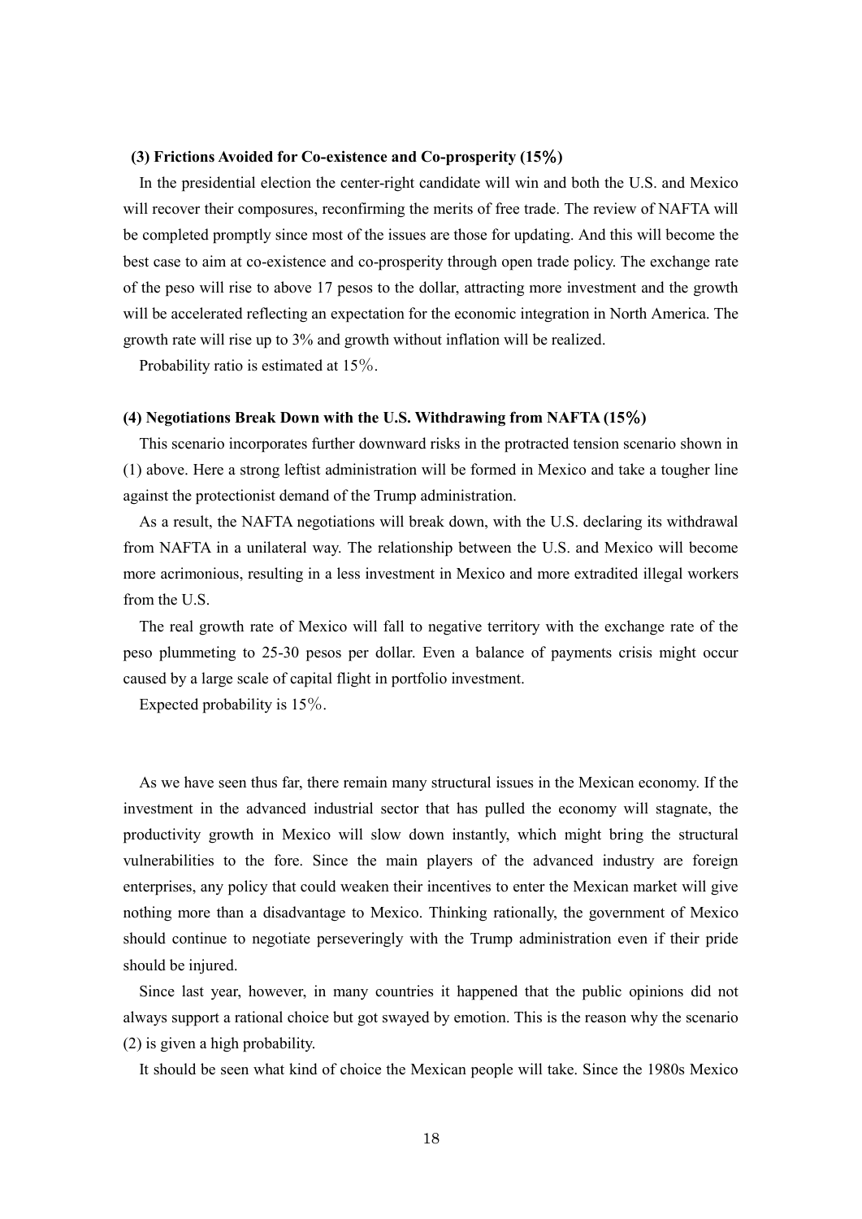**(3) Frictions Avoided for Co-existence and Co-prosperity (15％)**

In the presidential election the center-right candidate will win and both the U.S. and Mexico will recover their composures, reconfirming the merits of free trade. The review of NAFTA will be completed promptly since most of the issues are those for updating. And this will become the best case to aim at co-existence and co-prosperity through open trade policy. The exchange rate of the peso will rise to above 17 pesos to the dollar, attracting more investment and the growth will be accelerated reflecting an expectation for the economic integration in North America. The growth rate will rise up to 3% and growth without inflation will be realized.

Probability ratio is estimated at 15％.

**(4) Negotiations Break Down with the U.S. Withdrawing from NAFTA (15％)**

This scenario incorporates further downward risks in the protracted tension scenario shown in (1) above. Here a strong leftist administration will be formed in Mexico and take a tougher line against the protectionist demand of the Trump administration.

As a result, the NAFTA negotiations will break down, with the U.S. declaring its withdrawal from NAFTA in a unilateral way. The relationship between the U.S. and Mexico will become more acrimonious, resulting in a less investment in Mexico and more extradited illegal workers from the U.S.

The real growth rate of Mexico will fall to negative territory with the exchange rate of the peso plummeting to 25-30 pesos per dollar. Even a balance of payments crisis might occur caused by a large scale of capital flight in portfolio investment.

Expected probability is 15％.

As we have seen thus far, there remain many structural issues in the Mexican economy. If the investment in the advanced industrial sector that has pulled the economy will stagnate, the productivity growth in Mexico will slow down instantly, which might bring the structural vulnerabilities to the fore. Since the main players of the advanced industry are foreign enterprises, any policy that could weaken their incentives to enter the Mexican market will give nothing more than a disadvantage to Mexico. Thinking rationally, the government of Mexico should continue to negotiate perseveringly with the Trump administration even if their pride should be injured.

Since last year, however, in many countries it happened that the public opinions did not always support a rational choice but got swayed by emotion. This is the reason why the scenario (2) is given a high probability.

It should be seen what kind of choice the Mexican people will take. Since the 1980s Mexico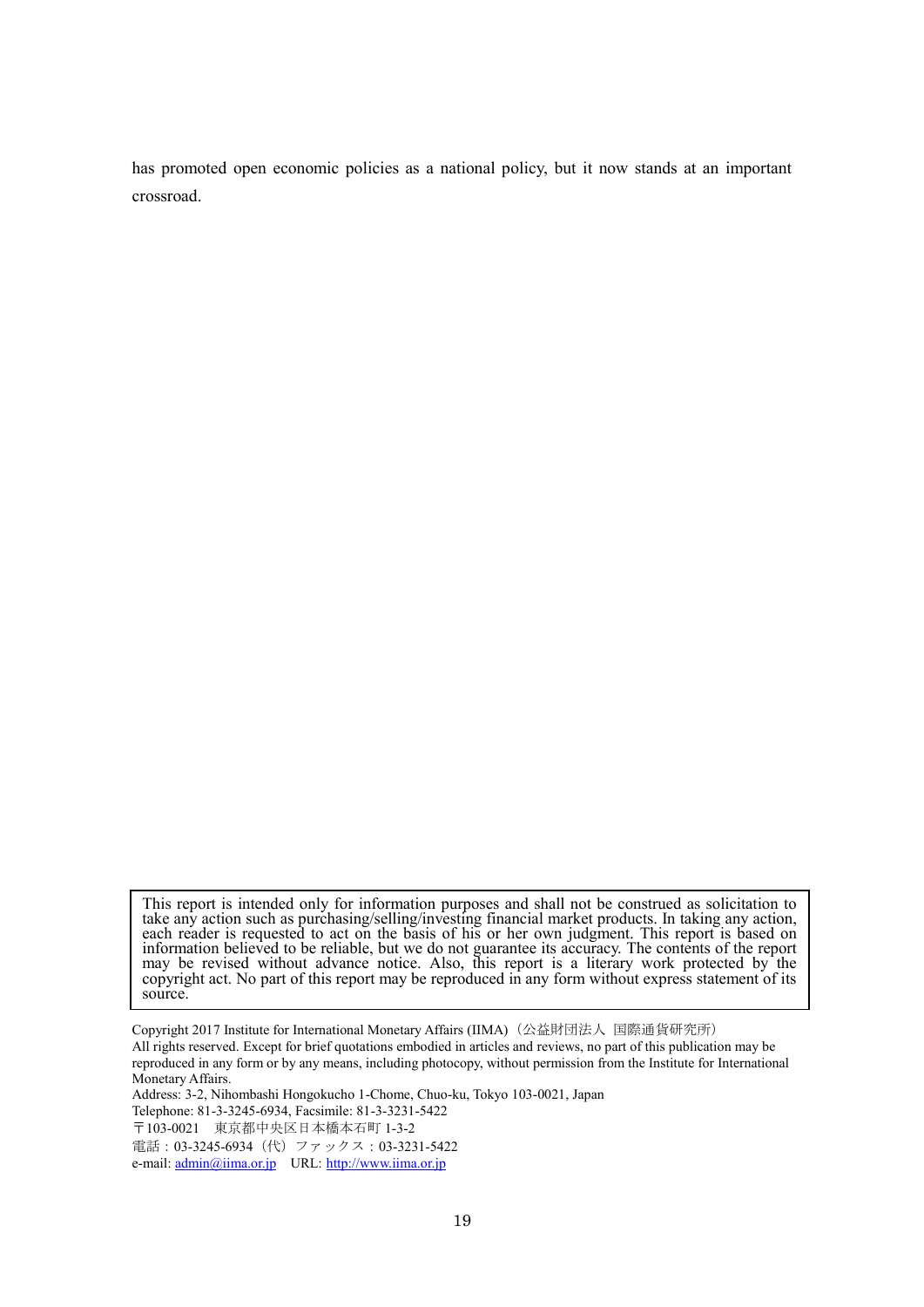has promoted open economic policies as a national policy, but it now stands at an important crossroad.

This report is intended only for information purposes and shall not be construed as solicitation to take any action such as purchasing/selling/investing financial market products. In taking any action, each reader is requested to act on the basis of his or her own judgment. This report is based on information believed to be reliable, but we do not guarantee its accuracy. The contents of the report may be revised without advance notice. Also, this report is a literary work protected by the copyright act. No part of this report may be reproduced in any form without express statement of its source.

Copyright 2017 Institute for International Monetary Affairs (IIMA)（公益財団法人 国際通貨研究所）
All rights reserved. Except for brief quotations embodied in articles and reviews, no part of this publication may be reproduced in any form or by any means, including photocopy, without permission from the Institute for International Monetary Affairs.
Address: 3-2, Nihombashi Hongokucho 1-Chome, Chuo-ku, Tokyo 103-0021, Japan
Telephone: 81-3-3245-6934, Facsimile: 81-3-3231-5422
〒103-0021　東京都中央区日本橋本石町 1-3-2
電話：03-3245-6934（代）ファックス：03-3231-5422
e-mail: admin@iima.or.jp　URL: http://www.iima.or.jp